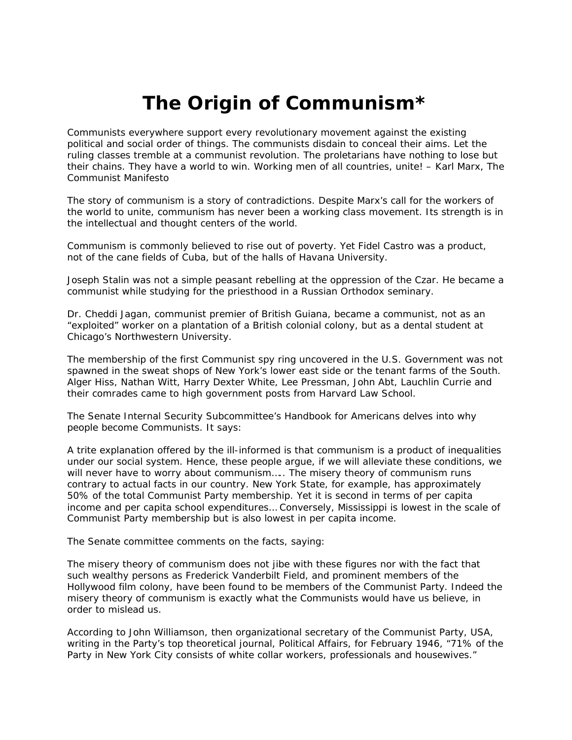# The Origin of Communism*

Communists everywhere support every revolutionary movement against the existing political and social order of things. The communists disdain to conceal their aims. Let the ruling classes tremble at a communist revolution. The proletarians have nothing to lose but their chains. They have a world to win. Working men of all countries, unite! – Karl Marx, The Communist Manifesto

The story of communism is a story of contradictions. Despite Marx's call for the workers of the world to unite, communism has never been a working class movement. Its strength is in the intellectual and thought centers of the world.

Communism is commonly believed to rise out of poverty. Yet Fidel Castro was a product, not of the cane fields of Cuba, but of the halls of Havana University.

Joseph Stalin was not a simple peasant rebelling at the oppression of the Czar. He became a communist while studying for the priesthood in a Russian Orthodox seminary.

Dr. Cheddi Jagan, communist premier of British Guiana, became a communist, not as an "exploited" worker on a plantation of a British colonial colony, but as a dental student at Chicago's Northwestern University.

The membership of the first Communist spy ring uncovered in the U.S. Government was not spawned in the sweat shops of New York's lower east side or the tenant farms of the South. Alger Hiss, Nathan Witt, Harry Dexter White, Lee Pressman, John Abt, Lauchlin Currie and their comrades came to high government posts from Harvard Law School.

The Senate Internal Security Subcommittee's Handbook for Americans delves into why people become Communists. It says:

A trite explanation offered by the ill-informed is that communism is a product of inequalities under our social system. Hence, these people argue, if we will alleviate these conditions, we will never have to worry about communism….. The misery theory of communism runs contrary to actual facts in our country. New York State, for example, has approximately 50% of the total Communist Party membership. Yet it is second in terms of per capita income and per capita school expenditures… Conversely, Mississippi is lowest in the scale of Communist Party membership but is also lowest in per capita income.

The Senate committee comments on the facts, saying:

The misery theory of communism does not jibe with these figures nor with the fact that such wealthy persons as Frederick Vanderbilt Field, and prominent members of the Hollywood film colony, have been found to be members of the Communist Party. Indeed the misery theory of communism is exactly what the Communists would have us believe, in order to mislead us.

According to John Williamson, then organizational secretary of the Communist Party, USA, writing in the Party's top theoretical journal, Political Affairs, for February 1946, "71% of the Party in New York City consists of white collar workers, professionals and housewives."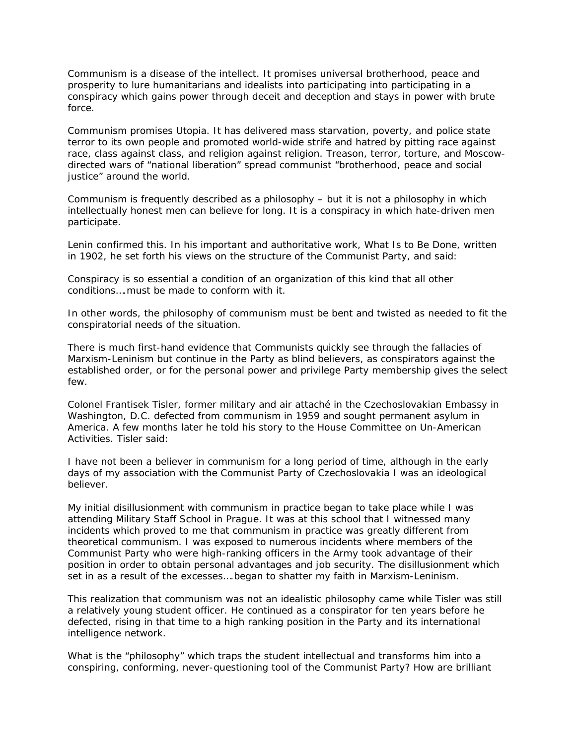Communism is a disease of the intellect. It promises universal brotherhood, peace and prosperity to lure humanitarians and idealists into participating into participating in a conspiracy which gains power through deceit and deception and stays in power with brute force.

Communism promises Utopia. It has delivered mass starvation, poverty, and police state terror to its own people and promoted world-wide strife and hatred by pitting race against race, class against class, and religion against religion. Treason, terror, torture, and Moscow-directed wars of "national liberation" spread communist "brotherhood, peace and social justice" around the world.

Communism is frequently described as a philosophy – but it is not a philosophy in which intellectually honest men can believe for long. It is a conspiracy in which hate-driven men participate.

Lenin confirmed this. In his important and authoritative work, What Is to Be Done, written in 1902, he set forth his views on the structure of the Communist Party, and said:

Conspiracy is so essential a condition of an organization of this kind that all other conditions….must be made to conform with it.

In other words, the philosophy of communism must be bent and twisted as needed to fit the conspiratorial needs of the situation.

There is much first-hand evidence that Communists quickly see through the fallacies of Marxism-Leninism but continue in the Party as blind believers, as conspirators against the established order, or for the personal power and privilege Party membership gives the select few.

Colonel Frantisek Tisler, former military and air attaché in the Czechoslovakian Embassy in Washington, D.C. defected from communism in 1959 and sought permanent asylum in America. A few months later he told his story to the House Committee on Un-American Activities. Tisler said:

I have not been a believer in communism for a long period of time, although in the early days of my association with the Communist Party of Czechoslovakia I was an ideological believer.

My initial disillusionment with communism in practice began to take place while I was attending Military Staff School in Prague. It was at this school that I witnessed many incidents which proved to me that communism in practice was greatly different from theoretical communism. I was exposed to numerous incidents where members of the Communist Party who were high-ranking officers in the Army took advantage of their position in order to obtain personal advantages and job security. The disillusionment which set in as a result of the excesses….began to shatter my faith in Marxism-Leninism.

This realization that communism was not an idealistic philosophy came while Tisler was still a relatively young student officer. He continued as a conspirator for ten years before he defected, rising in that time to a high ranking position in the Party and its international intelligence network.

What is the "philosophy" which traps the student intellectual and transforms him into a conspiring, conforming, never-questioning tool of the Communist Party? How are brilliant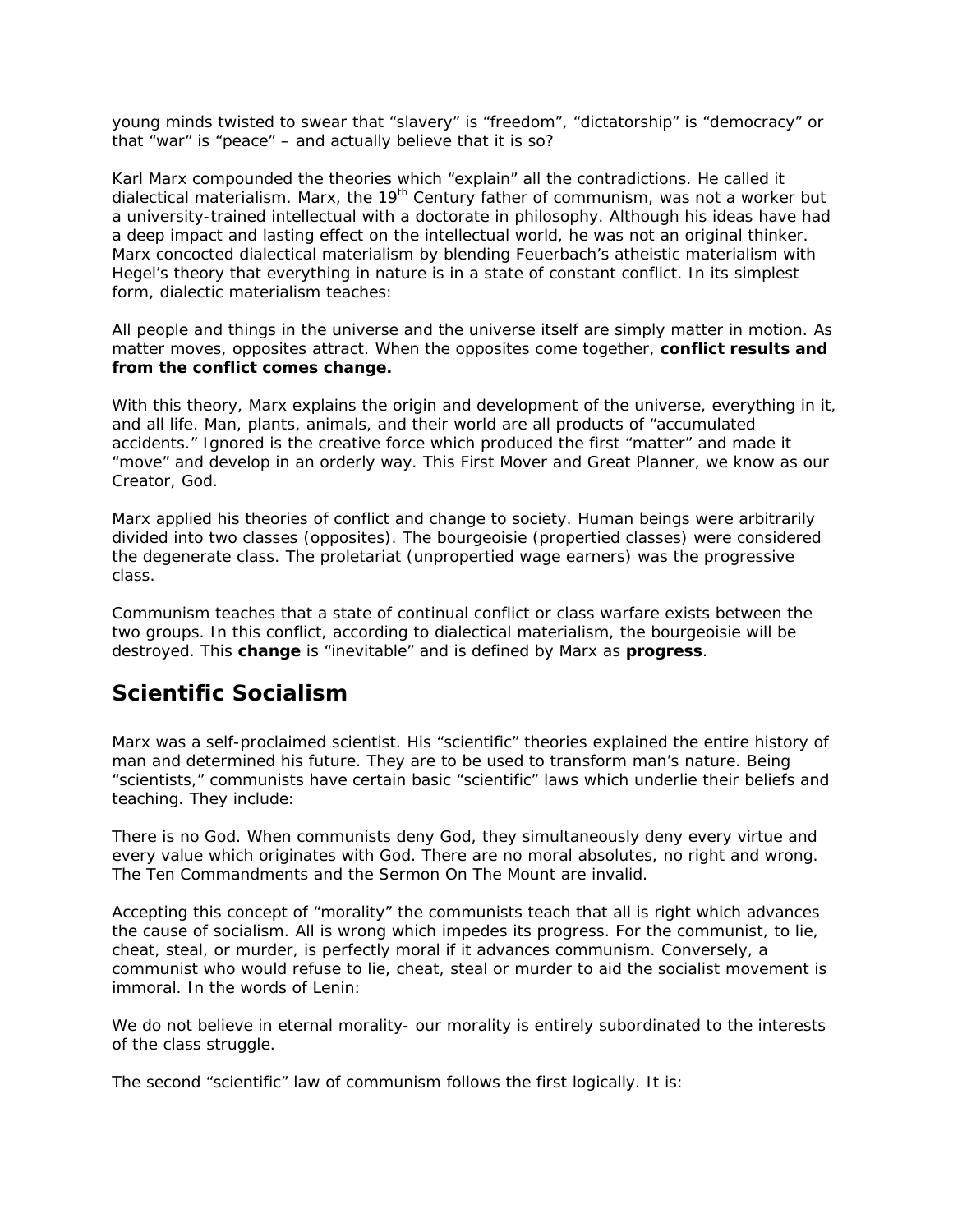young minds twisted to swear that “slavery” is “freedom”, “dictatorship” is “democracy” or that “war” is “peace” – and actually believe that it is so?

Karl Marx compounded the theories which “explain” all the contradictions. He called it dialectical materialism. Marx, the 19th Century father of communism, was not a worker but a university-trained intellectual with a doctorate in philosophy. Although his ideas have had a deep impact and lasting effect on the intellectual world, he was not an original thinker. Marx concocted dialectical materialism by blending Feuerbach’s atheistic materialism with Hegel’s theory that everything in nature is in a state of constant conflict. In its simplest form, dialectic materialism teaches:

All people and things in the universe and the universe itself are simply matter in motion. As matter moves, opposites attract. When the opposites come together, **conflict results and from the conflict comes change.**

With this theory, Marx explains the origin and development of the universe, everything in it, and all life. Man, plants, animals, and their world are all products of “accumulated accidents.” Ignored is the creative force which produced the first “matter” and made it “move” and develop in an orderly way. This First Mover and Great Planner, we know as our Creator, God.

Marx applied his theories of conflict and change to society. Human beings were arbitrarily divided into two classes (opposites). The bourgeoisie (propertied classes) were considered the degenerate class. The proletariat (unpropertied wage earners) was the progressive class.

Communism teaches that a state of continual conflict or class warfare exists between the two groups. In this conflict, according to dialectical materialism, the bourgeoisie will be destroyed. This **change** is “inevitable” and is defined by Marx as **progress**.

## Scientific Socialism

Marx was a self-proclaimed scientist. His “scientific” theories explained the entire history of man and determined his future. They are to be used to transform man’s nature. Being “scientists,” communists have certain basic “scientific” laws which underlie their beliefs and teaching. They include:

There is no God. When communists deny God, they simultaneously deny every virtue and every value which originates with God. There are no moral absolutes, no right and wrong. The Ten Commandments and the Sermon On The Mount are invalid.

Accepting this concept of “morality” the communists teach that all is right which advances the cause of socialism. All is wrong which impedes its progress. For the communist, to lie, cheat, steal, or murder, is perfectly moral if it advances communism. Conversely, a communist who would refuse to lie, cheat, steal or murder to aid the socialist movement is immoral. In the words of Lenin:

We do not believe in eternal morality- our morality is entirely subordinated to the interests of the class struggle.

The second “scientific” law of communism follows the first logically. It is: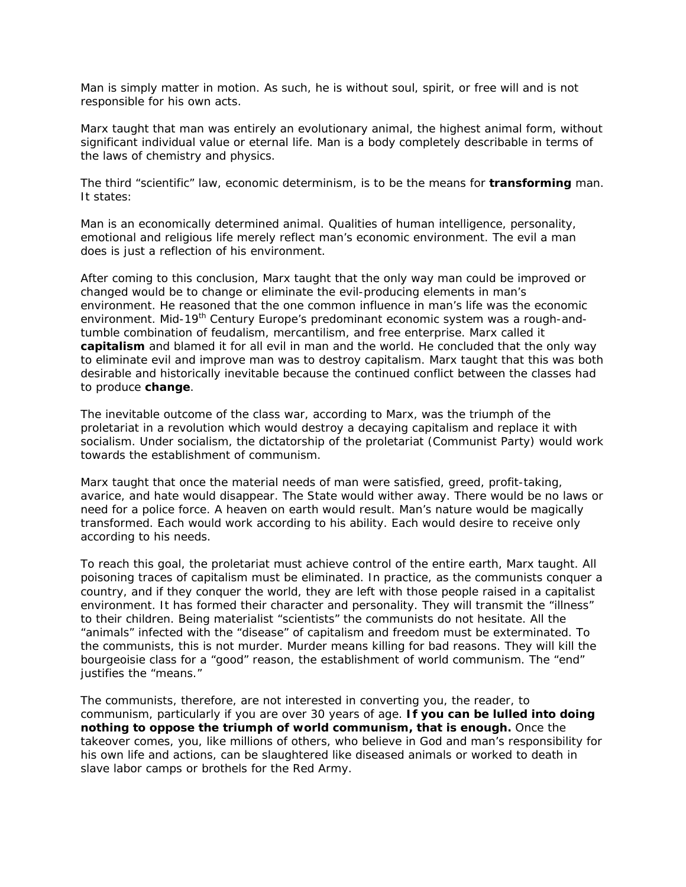Man is simply matter in motion. As such, he is without soul, spirit, or free will and is not responsible for his own acts.

Marx taught that man was entirely an evolutionary animal, the highest animal form, without significant individual value or eternal life. Man is a body completely describable in terms of the laws of chemistry and physics.

The third "scientific" law, economic determinism, is to be the means for **transforming** man. It states:

Man is an economically determined animal. Qualities of human intelligence, personality, emotional and religious life merely reflect man's economic environment. The evil a man does is just a reflection of his environment.

After coming to this conclusion, Marx taught that the only way man could be improved or changed would be to change or eliminate the evil-producing elements in man's environment. He reasoned that the one common influence in man's life was the economic environment. Mid-19th Century Europe's predominant economic system was a rough-and-tumble combination of feudalism, mercantilism, and free enterprise. Marx called it **capitalism** and blamed it for all evil in man and the world. He concluded that the only way to eliminate evil and improve man was to destroy capitalism. Marx taught that this was both desirable and historically inevitable because the continued conflict between the classes had to produce **change**.

The inevitable outcome of the class war, according to Marx, was the triumph of the proletariat in a revolution which would destroy a decaying capitalism and replace it with socialism. Under socialism, the dictatorship of the proletariat (Communist Party) would work towards the establishment of communism.

Marx taught that once the material needs of man were satisfied, greed, profit-taking, avarice, and hate would disappear. The State would wither away. There would be no laws or need for a police force. A heaven on earth would result. Man's nature would be magically transformed. Each would work according to his ability. Each would desire to receive only according to his needs.

To reach this goal, the proletariat must achieve control of the entire earth, Marx taught. All poisoning traces of capitalism must be eliminated. In practice, as the communists conquer a country, and if they conquer the world, they are left with those people raised in a capitalist environment. It has formed their character and personality. They will transmit the "illness" to their children. Being materialist "scientists" the communists do not hesitate. All the "animals" infected with the "disease" of capitalism and freedom must be exterminated. To the communists, this is not murder. Murder means killing for bad reasons. They will kill the bourgeoisie class for a "good" reason, the establishment of world communism. The "end" justifies the "means."

The communists, therefore, are not interested in converting you, the reader, to communism, particularly if you are over 30 years of age. **If you can be lulled into doing nothing to oppose the triumph of world communism, that is enough.** Once the takeover comes, you, like millions of others, who believe in God and man's responsibility for his own life and actions, can be slaughtered like diseased animals or worked to death in slave labor camps or brothels for the Red Army.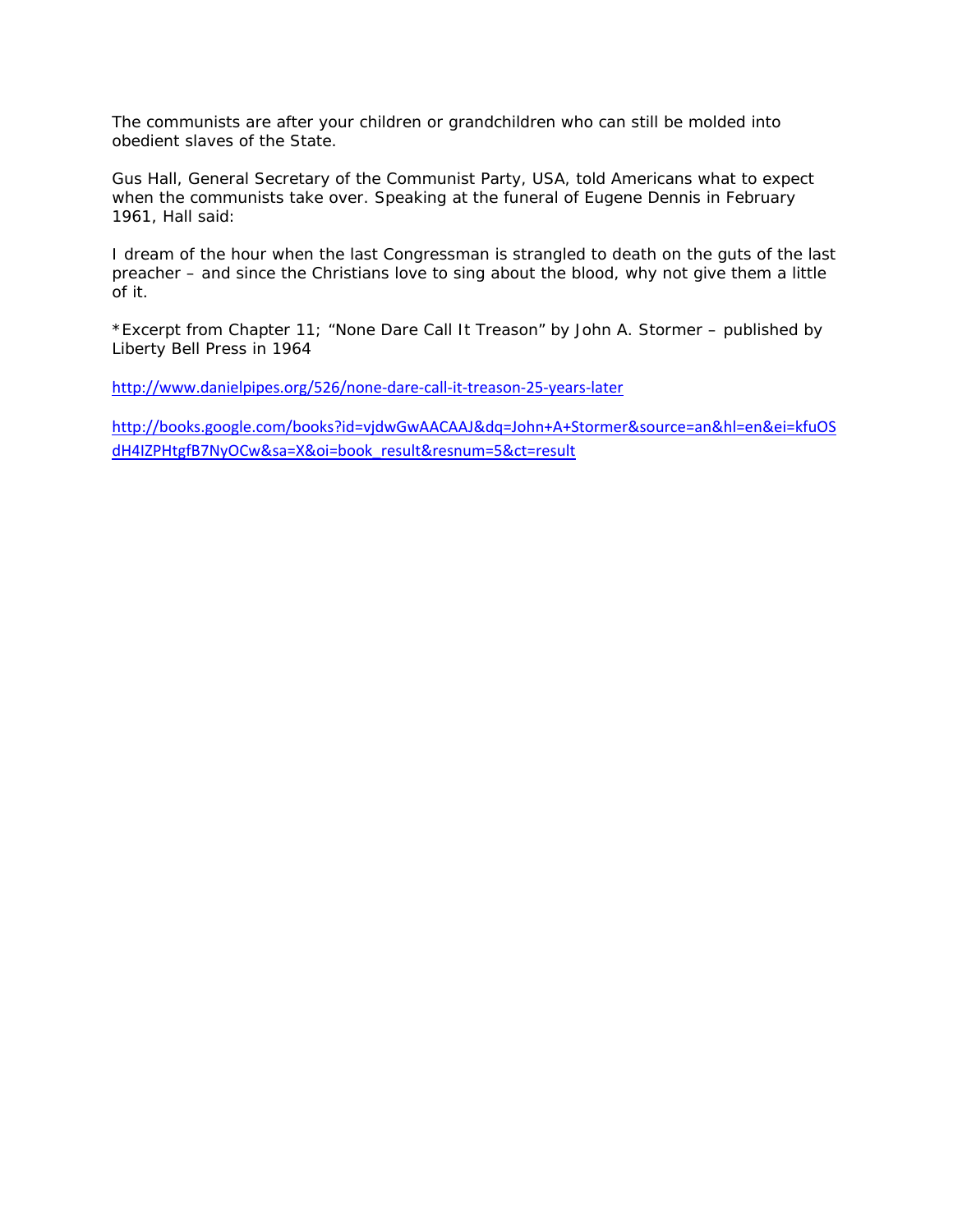The communists are after your children or grandchildren who can still be molded into obedient slaves of the State.

Gus Hall, General Secretary of the Communist Party, USA, told Americans what to expect when the communists take over. Speaking at the funeral of Eugene Dennis in February 1961, Hall said:

I dream of the hour when the last Congressman is strangled to death on the guts of the last preacher – and since the Christians love to sing about the blood, why not give them a little of it.

*Excerpt from Chapter 11; "None Dare Call It Treason" by John A. Stormer – published by Liberty Bell Press in 1964

http://www.danielpipes.org/526/none-dare-call-it-treason-25-years-later

http://books.google.com/books?id=vjdwGwAACAAJ&dq=John+A+Stormer&source=an&hl=en&ei=kfuOSdH4IZPHtgfB7NyOCw&sa=X&oi=book_result&resnum=5&ct=result